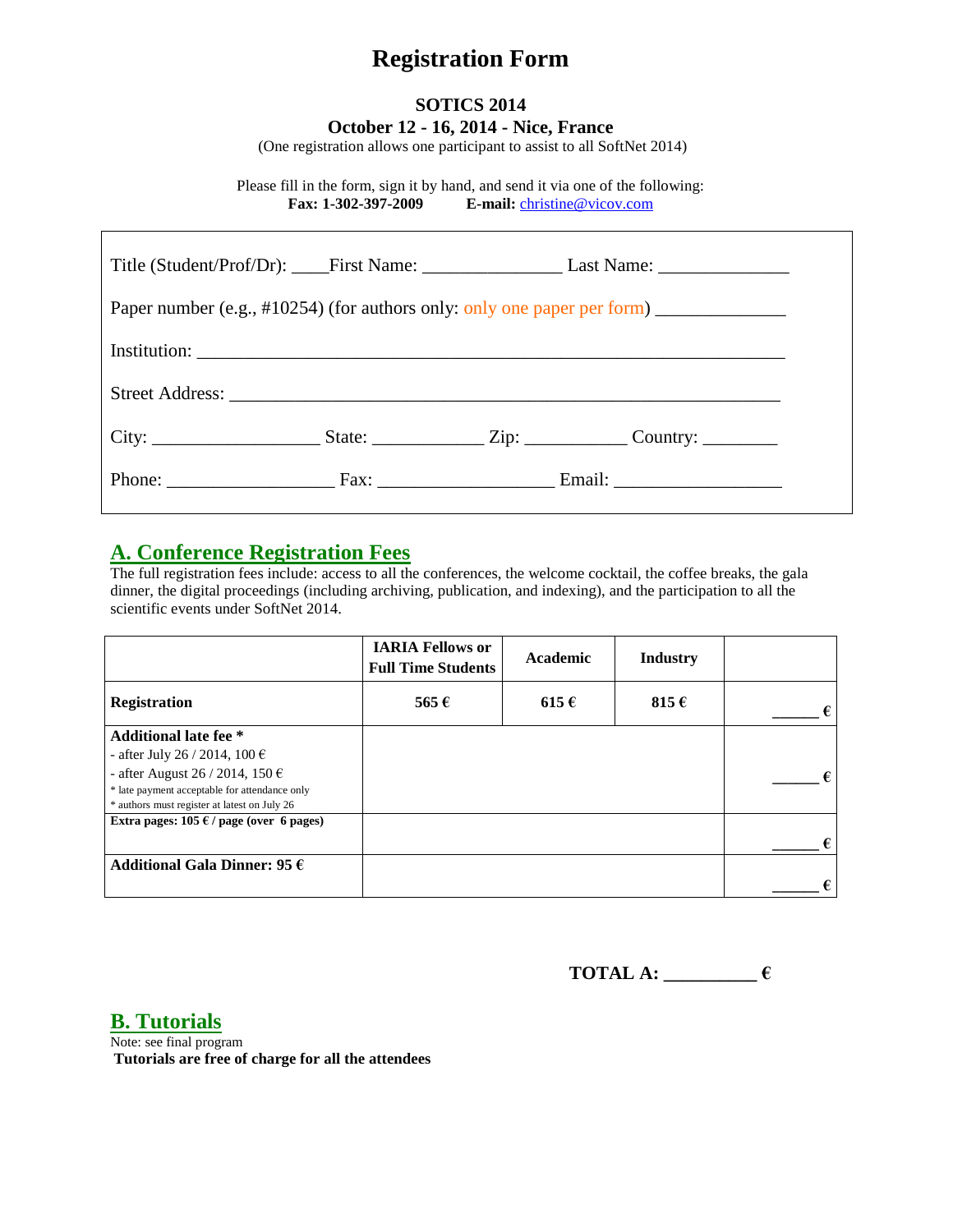# Registration Form

**SOTICS 2014**

**October 12 - 16, 2014 - Nice, France**

(One registration allows one participant to assist to all SoftNet 2014)

Please fill in the form, sign it by hand, and send it via one of the following:

**Fax: 1-302-397-2009** **E-mail:** christine@vicov.com

Title (Student/Prof/Dr): ____First Name: _______________ Last Name: ______________

Paper number (e.g., #10254) (for authors only: only one paper per form) ______________

Institution: _________________________________________________________________

Street Address: ______________________________________________________________

City: __________________ State: ____________ Zip: ___________ Country: ________

Phone: __________________ Fax: ___________________ Email: __________________

## A. Conference Registration Fees

The full registration fees include: access to all the conferences, the welcome cocktail, the coffee breaks, the gala dinner, the digital proceedings (including archiving, publication, and indexing), and the participation to all the scientific events under SoftNet 2014.

| | IARIA Fellows or Full Time Students | Academic | Industry | |
|---|---|---|---|---|
| **Registration** | **565 €** | **615 €** | **815 €** | ______ € |
| **Additional late fee \***<br>- after July 26 / 2014, 100 €<br>- after August 26 / 2014, 150 €<br>\* late payment acceptable for attendance only<br>\* authors must register at latest on July 26 | | | | ______ € |
| **Extra pages: 105 € / page (over 6 pages)** | | | | ______ € |
| **Additional Gala Dinner: 95 €** | | | | ______ € |

**TOTAL A: __________ €**

## B. Tutorials

Note: see final program

**Tutorials are free of charge for all the attendees**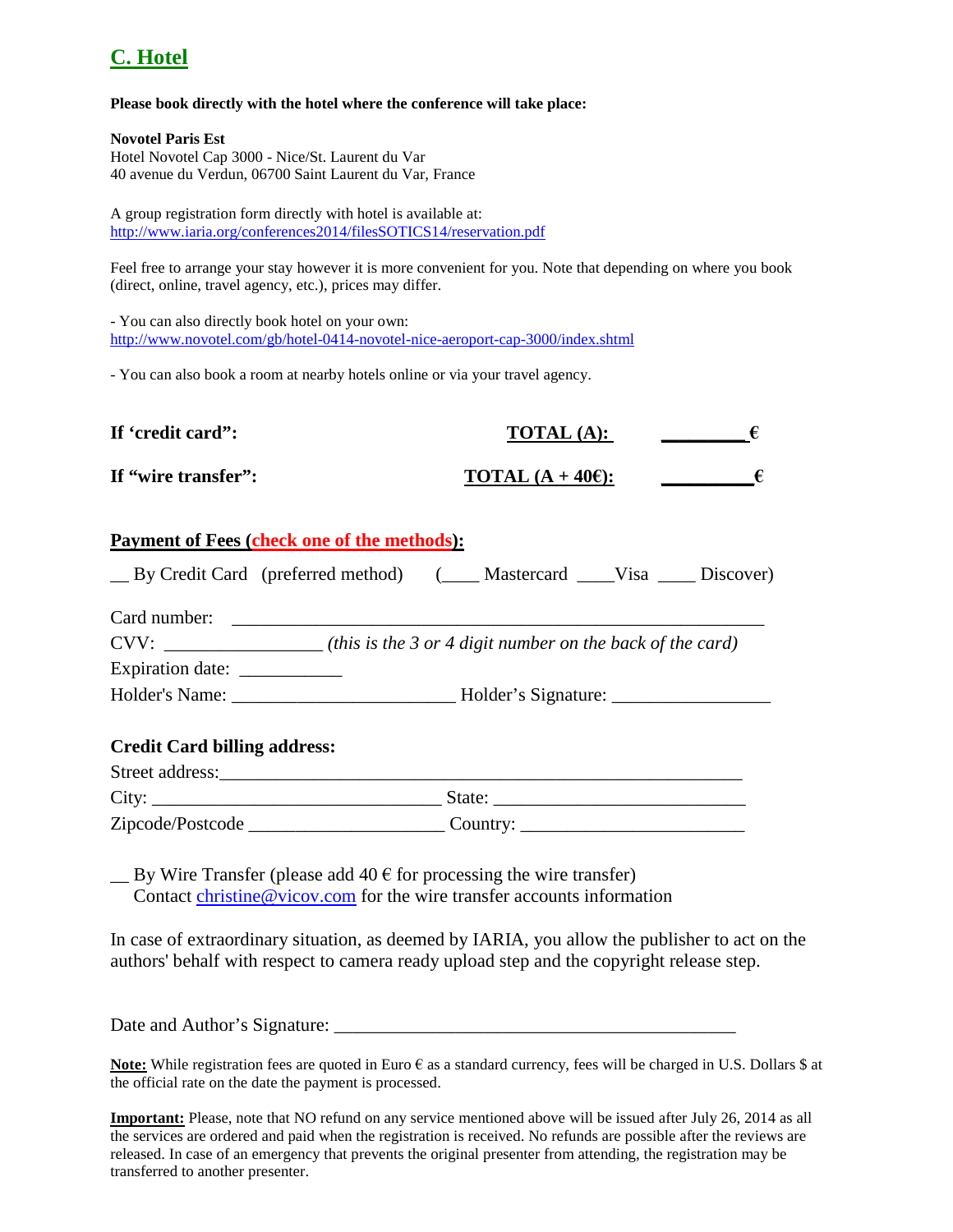## C. Hotel

**Please book directly with the hotel where the conference will take place:**

**Novotel Paris Est**
Hotel Novotel Cap 3000 - Nice/St. Laurent du Var
40 avenue du Verdun, 06700 Saint Laurent du Var, France

A group registration form directly with hotel is available at:
http://www.iaria.org/conferences2014/filesSOTICS14/reservation.pdf

Feel free to arrange your stay however it is more convenient for you. Note that depending on where you book (direct, online, travel agency, etc.), prices may differ.

- You can also directly book hotel on your own:
http://www.novotel.com/gb/hotel-0414-novotel-nice-aeroport-cap-3000/index.shtml

- You can also book a room at nearby hotels online or via your travel agency.

**If 'credit card":** **TOTAL (A):** _________€

**If "wire transfer":** **TOTAL (A + 40€):** _________€

**Payment of Fees (check one of the methods):**

__ By Credit Card (preferred method) (____ Mastercard ____Visa ____ Discover)

Card number: ___________________________________________________________
CVV: _________________ *(this is the 3 or 4 digit number on the back of the card)*
Expiration date: ___________
Holder's Name: ________________________ Holder's Signature: _________________

**Credit Card billing address:**

Street address:_______________________________________________________
City: ______________________________ State: ___________________________
Zipcode/Postcode _____________________ Country: ________________________

__ By Wire Transfer (please add 40 € for processing the wire transfer)
Contact christine@vicov.com for the wire transfer accounts information

In case of extraordinary situation, as deemed by IARIA, you allow the publisher to act on the authors' behalf with respect to camera ready upload step and the copyright release step.

Date and Author's Signature: ____________________________________________

**Note:** While registration fees are quoted in Euro € as a standard currency, fees will be charged in U.S. Dollars $ at the official rate on the date the payment is processed.

**Important:** Please, note that NO refund on any service mentioned above will be issued after July 26, 2014 as all the services are ordered and paid when the registration is received. No refunds are possible after the reviews are released. In case of an emergency that prevents the original presenter from attending, the registration may be transferred to another presenter.